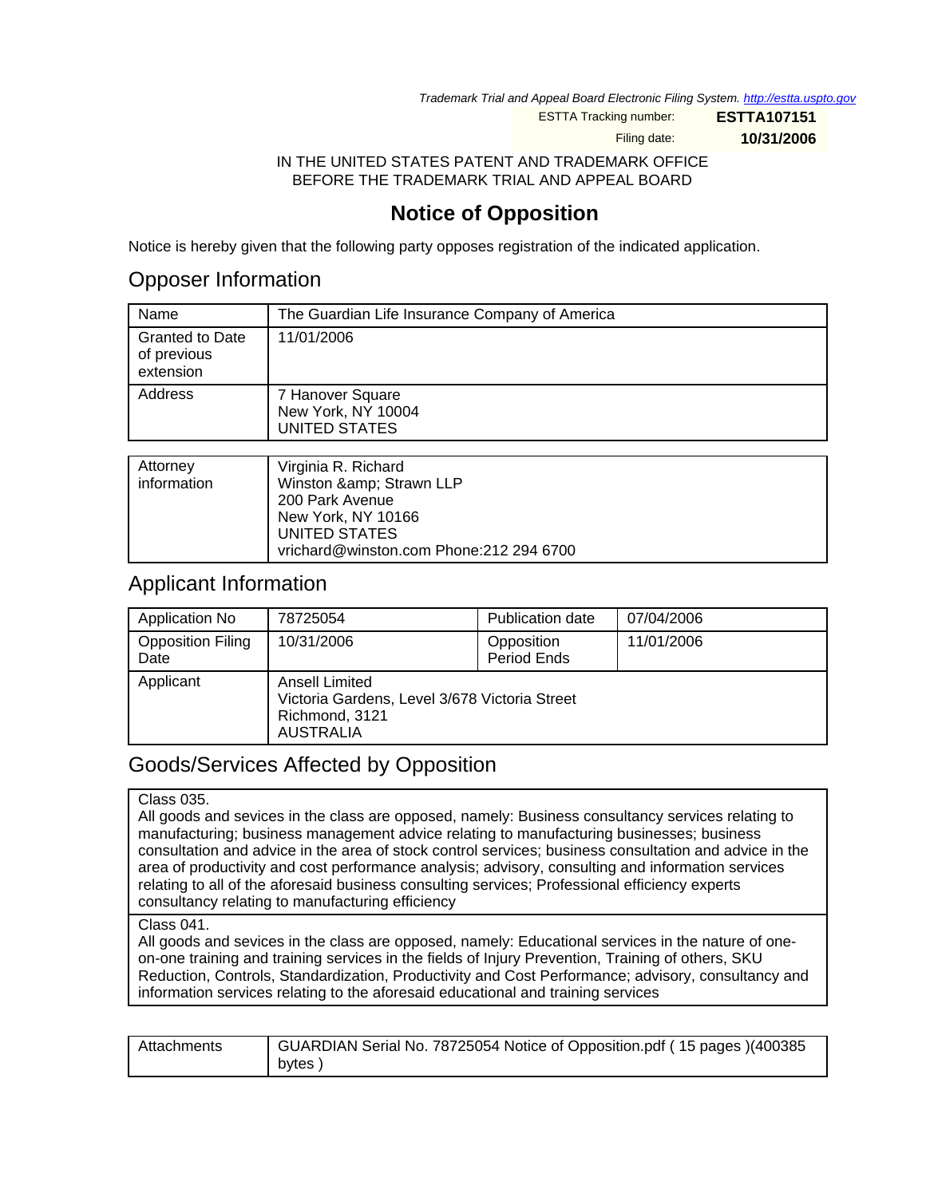*Trademark Trial and Appeal Board Electronic Filing System. http://estta.uspto.gov*

| ESTTA Tracking number: | **ESTTA107151** |
|---|---|
| Filing date: | **10/31/2006** |

IN THE UNITED STATES PATENT AND TRADEMARK OFFICE
BEFORE THE TRADEMARK TRIAL AND APPEAL BOARD

# Notice of Opposition

Notice is hereby given that the following party opposes registration of the indicated application.

## Opposer Information

| Name | The Guardian Life Insurance Company of America |
|---|---|
| Granted to Date of previous extension | 11/01/2006 |
| Address | 7 Hanover Square<br>New York, NY 10004<br>UNITED STATES |

| Attorney information | Virginia R. Richard<br>Winston &amp; Strawn LLP<br>200 Park Avenue<br>New York, NY 10166<br>UNITED STATES<br>vrichard@winston.com Phone:212 294 6700 |
|---|---|

## Applicant Information

| Application No | 78725054 | Publication date | 07/04/2006 |
|---|---|---|---|
| Opposition Filing Date | 10/31/2006 | Opposition Period Ends | 11/01/2006 |
| Applicant | Ansell Limited<br>Victoria Gardens, Level 3/678 Victoria Street<br>Richmond, 3121<br>AUSTRALIA | | |

## Goods/Services Affected by Opposition

| Class 035.<br>All goods and sevices in the class are opposed, namely: Business consultancy services relating to manufacturing; business management advice relating to manufacturing businesses; business consultation and advice in the area of stock control services; business consultation and advice in the area of productivity and cost performance analysis; advisory, consulting and information services relating to all of the aforesaid business consulting services; Professional efficiency experts consultancy relating to manufacturing efficiency |
|---|
| Class 041.<br>All goods and sevices in the class are opposed, namely: Educational services in the nature of one-on-one training and training services in the fields of Injury Prevention, Training of others, SKU Reduction, Controls, Standardization, Productivity and Cost Performance; advisory, consultancy and information services relating to the aforesaid educational and training services |

| Attachments | GUARDIAN Serial No. 78725054 Notice of Opposition.pdf ( 15 pages )(400385 bytes ) |
|---|---|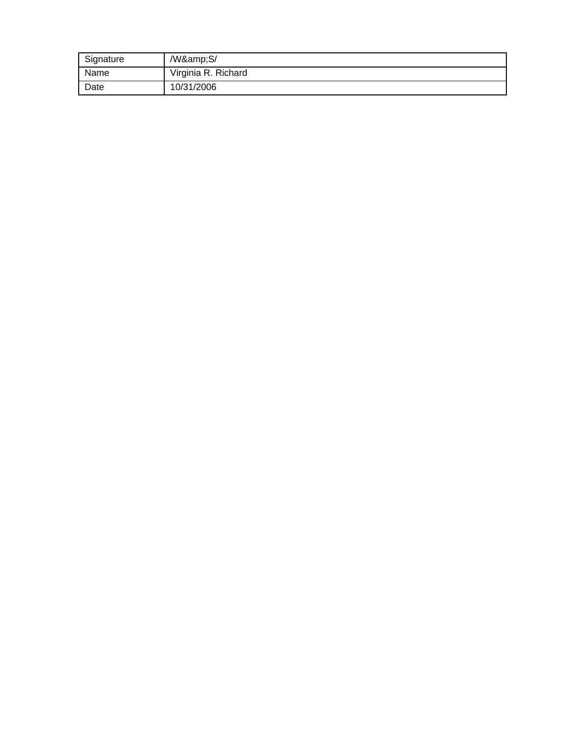| Signature | /W&amp;S/ |
| --- | --- |
| Name | Virginia R. Richard |
| Date | 10/31/2006 |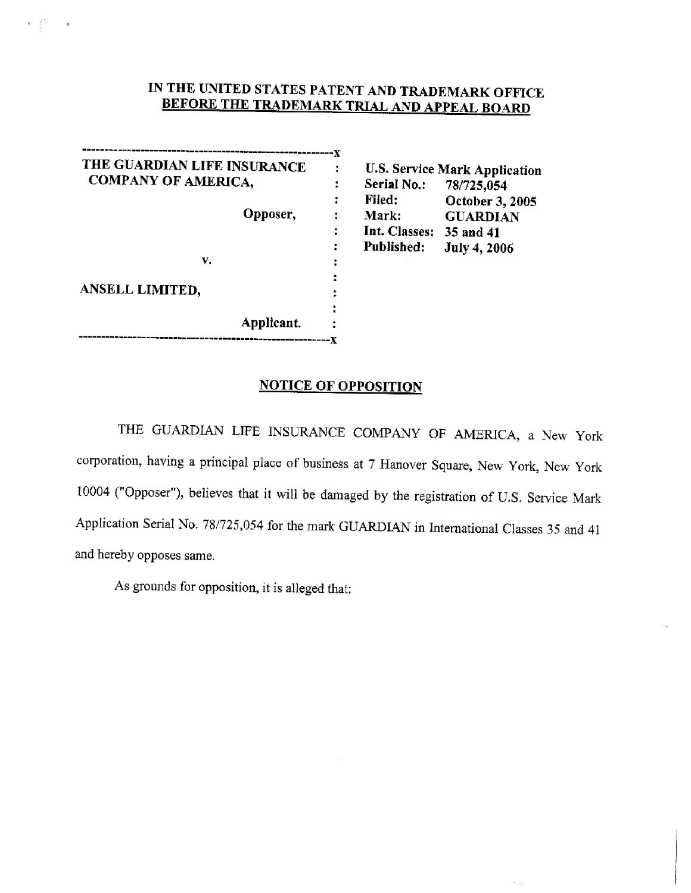# IN THE UNITED STATES PATENT AND TRADEMARK OFFICE
## BEFORE THE TRADEMARK TRIAL AND APPEAL BOARD

| | | |
|---|---|---|
| **THE GUARDIAN LIFE INSURANCE COMPANY OF AMERICA,** | : | **U.S. Service Mark Application** |
| | : | **Serial No.:** 78/725,054 |
| | : | **Filed:** October 3, 2005 |
| **Opposer,** | : | **Mark:** GUARDIAN |
| | : | **Int. Classes:** 35 and 41 |
| | : | **Published:** July 4, 2006 |
| v. | : | |
| | : | |
| **ANSELL LIMITED,** | : | |
| | : | |
| **Applicant.** | : | |

## NOTICE OF OPPOSITION

THE GUARDIAN LIFE INSURANCE COMPANY OF AMERICA, a New York corporation, having a principal place of business at 7 Hanover Square, New York, New York 10004 ("Opposer"), believes that it will be damaged by the registration of U.S. Service Mark Application Serial No. 78/725,054 for the mark GUARDIAN in International Classes 35 and 41 and hereby opposes same.

As grounds for opposition, it is alleged that: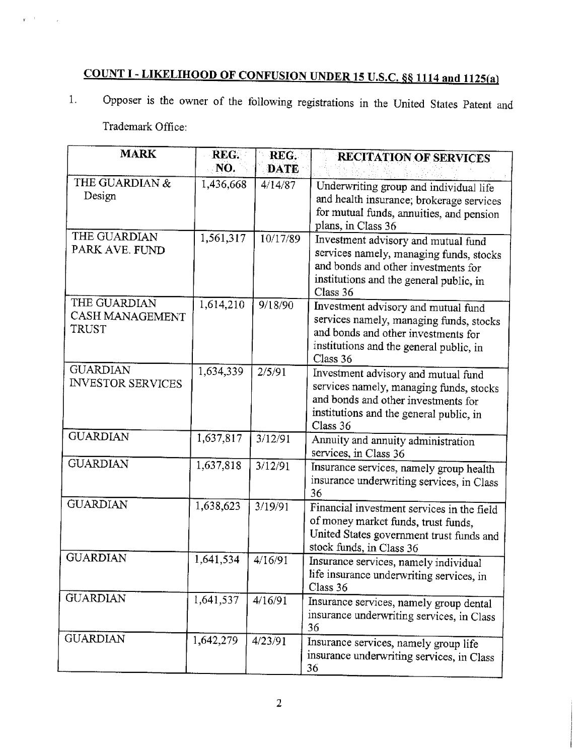## COUNT I - LIKELIHOOD OF CONFUSION UNDER 15 U.S.C. §§ 1114 and 1125(a)

1. Opposer is the owner of the following registrations in the United States Patent and Trademark Office:

| MARK | REG. NO. | REG. DATE | RECITATION OF SERVICES |
|---|---|---|---|
| THE GUARDIAN & Design | 1,436,668 | 4/14/87 | Underwriting group and individual life and health insurance; brokerage services for mutual funds, annuities, and pension plans, in Class 36 |
| THE GUARDIAN PARK AVE. FUND | 1,561,317 | 10/17/89 | Investment advisory and mutual fund services namely, managing funds, stocks and bonds and other investments for institutions and the general public, in Class 36 |
| THE GUARDIAN CASH MANAGEMENT TRUST | 1,614,210 | 9/18/90 | Investment advisory and mutual fund services namely, managing funds, stocks and bonds and other investments for institutions and the general public, in Class 36 |
| GUARDIAN INVESTOR SERVICES | 1,634,339 | 2/5/91 | Investment advisory and mutual fund services namely, managing funds, stocks and bonds and other investments for institutions and the general public, in Class 36 |
| GUARDIAN | 1,637,817 | 3/12/91 | Annuity and annuity administration services, in Class 36 |
| GUARDIAN | 1,637,818 | 3/12/91 | Insurance services, namely group health insurance underwriting services, in Class 36 |
| GUARDIAN | 1,638,623 | 3/19/91 | Financial investment services in the field of money market funds, trust funds, United States government trust funds and stock funds, in Class 36 |
| GUARDIAN | 1,641,534 | 4/16/91 | Insurance services, namely individual life insurance underwriting services, in Class 36 |
| GUARDIAN | 1,641,537 | 4/16/91 | Insurance services, namely group dental insurance underwriting services, in Class 36 |
| GUARDIAN | 1,642,279 | 4/23/91 | Insurance services, namely group life insurance underwriting services, in Class 36 |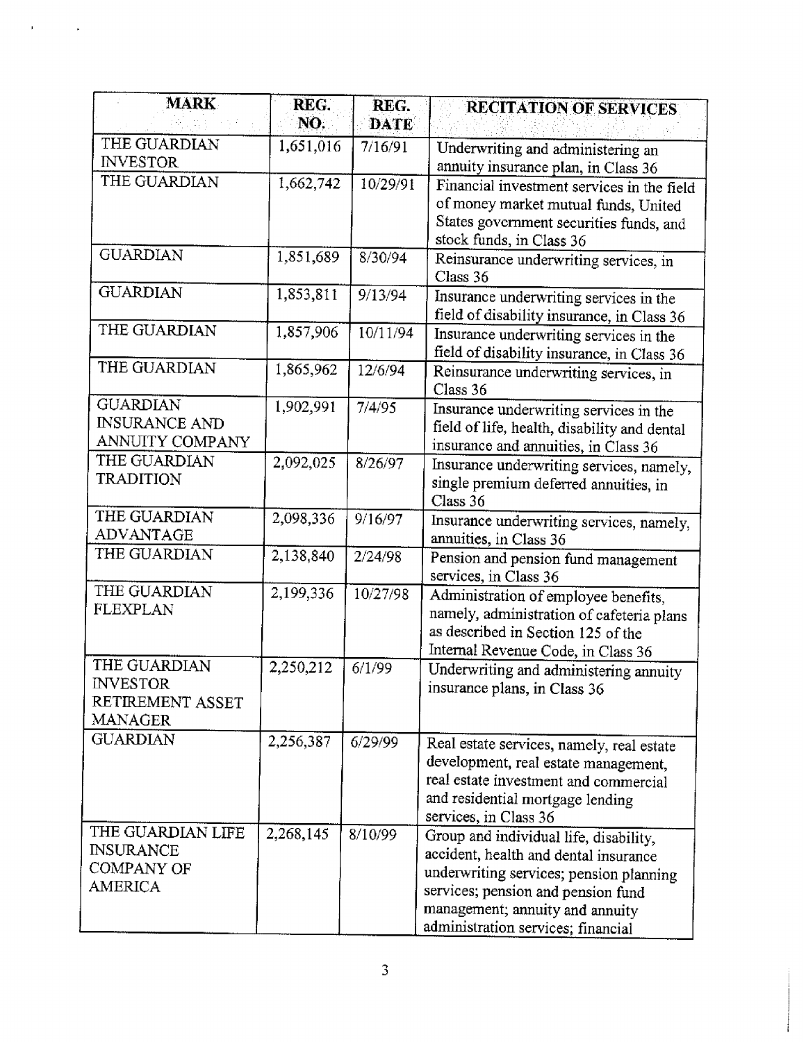| MARK | REG. NO. | REG. DATE | RECITATION OF SERVICES |
| --- | --- | --- | --- |
| THE GUARDIAN INVESTOR | 1,651,016 | 7/16/91 | Underwriting and administering an annuity insurance plan, in Class 36 |
| THE GUARDIAN | 1,662,742 | 10/29/91 | Financial investment services in the field of money market mutual funds, United States government securities funds, and stock funds, in Class 36 |
| GUARDIAN | 1,851,689 | 8/30/94 | Reinsurance underwriting services, in Class 36 |
| GUARDIAN | 1,853,811 | 9/13/94 | Insurance underwriting services in the field of disability insurance, in Class 36 |
| THE GUARDIAN | 1,857,906 | 10/11/94 | Insurance underwriting services in the field of disability insurance, in Class 36 |
| THE GUARDIAN | 1,865,962 | 12/6/94 | Reinsurance underwriting services, in Class 36 |
| GUARDIAN INSURANCE AND ANNUITY COMPANY | 1,902,991 | 7/4/95 | Insurance underwriting services in the field of life, health, disability and dental insurance and annuities, in Class 36 |
| THE GUARDIAN TRADITION | 2,092,025 | 8/26/97 | Insurance underwriting services, namely, single premium deferred annuities, in Class 36 |
| THE GUARDIAN ADVANTAGE | 2,098,336 | 9/16/97 | Insurance underwriting services, namely, annuities, in Class 36 |
| THE GUARDIAN | 2,138,840 | 2/24/98 | Pension and pension fund management services, in Class 36 |
| THE GUARDIAN FLEXPLAN | 2,199,336 | 10/27/98 | Administration of employee benefits, namely, administration of cafeteria plans as described in Section 125 of the Internal Revenue Code, in Class 36 |
| THE GUARDIAN INVESTOR RETIREMENT ASSET MANAGER | 2,250,212 | 6/1/99 | Underwriting and administering annuity insurance plans, in Class 36 |
| GUARDIAN | 2,256,387 | 6/29/99 | Real estate services, namely, real estate development, real estate management, real estate investment and commercial and residential mortgage lending services, in Class 36 |
| THE GUARDIAN LIFE INSURANCE COMPANY OF AMERICA | 2,268,145 | 8/10/99 | Group and individual life, disability, accident, health and dental insurance underwriting services; pension planning services; pension and pension fund management; annuity and annuity administration services; financial |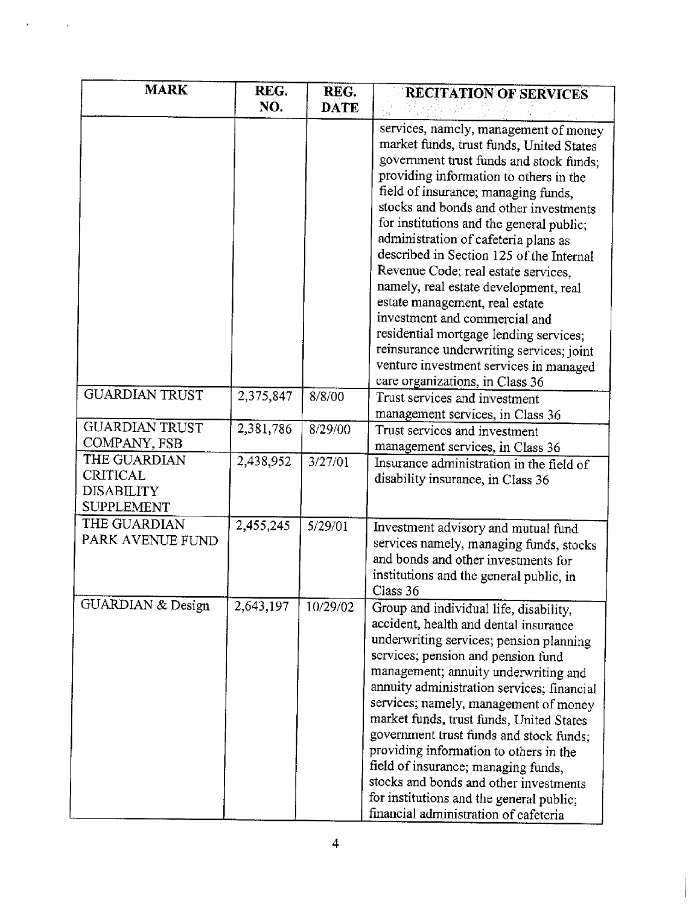| MARK | REG. NO. | REG. DATE | RECITATION OF SERVICES |
|---|---|---|---|
| | | | services, namely, management of money market funds, trust funds, United States government trust funds and stock funds; providing information to others in the field of insurance; managing funds, stocks and bonds and other investments for institutions and the general public; administration of cafeteria plans as described in Section 125 of the Internal Revenue Code; real estate services, namely, real estate development, real estate management, real estate investment and commercial and residential mortgage lending services; reinsurance underwriting services; joint venture investment services in managed care organizations, in Class 36 |
| GUARDIAN TRUST | 2,375,847 | 8/8/00 | Trust services and investment management services, in Class 36 |
| GUARDIAN TRUST COMPANY, FSB | 2,381,786 | 8/29/00 | Trust services and investment management services, in Class 36 |
| THE GUARDIAN CRITICAL DISABILITY SUPPLEMENT | 2,438,952 | 3/27/01 | Insurance administration in the field of disability insurance, in Class 36 |
| THE GUARDIAN PARK AVENUE FUND | 2,455,245 | 5/29/01 | Investment advisory and mutual fund services namely, managing funds, stocks and bonds and other investments for institutions and the general public, in Class 36 |
| GUARDIAN & Design | 2,643,197 | 10/29/02 | Group and individual life, disability, accident, health and dental insurance underwriting services; pension planning services; pension and pension fund management; annuity underwriting and annuity administration services; financial services; namely, management of money market funds, trust funds, United States government trust funds and stock funds; providing information to others in the field of insurance; managing funds, stocks and bonds and other investments for institutions and the general public; financial administration of cafeteria |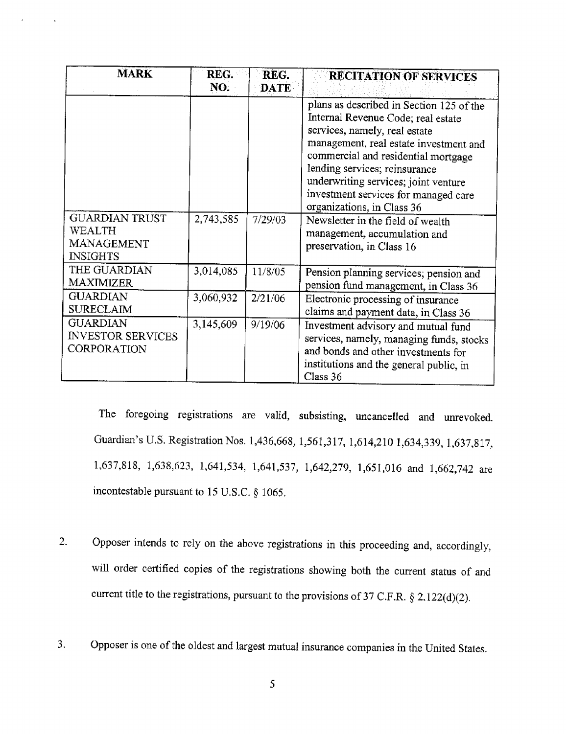| MARK | REG. NO. | REG. DATE | RECITATION OF SERVICES |
| --- | --- | --- | --- |
| | | | plans as described in Section 125 of the Internal Revenue Code; real estate services, namely, real estate management, real estate investment and commercial and residential mortgage lending services; reinsurance underwriting services; joint venture investment services for managed care organizations, in Class 36 |
| GUARDIAN TRUST WEALTH MANAGEMENT INSIGHTS | 2,743,585 | 7/29/03 | Newsletter in the field of wealth management, accumulation and preservation, in Class 16 |
| THE GUARDIAN MAXIMIZER | 3,014,085 | 11/8/05 | Pension planning services; pension and pension fund management, in Class 36 |
| GUARDIAN SURECLAIM | 3,060,932 | 2/21/06 | Electronic processing of insurance claims and payment data, in Class 36 |
| GUARDIAN INVESTOR SERVICES CORPORATION | 3,145,609 | 9/19/06 | Investment advisory and mutual fund services, namely, managing funds, stocks and bonds and other investments for institutions and the general public, in Class 36 |

The foregoing registrations are valid, subsisting, uncancelled and unrevoked. Guardian's U.S. Registration Nos. 1,436,668, 1,561,317, 1,614,210 1,634,339, 1,637,817, 1,637,818, 1,638,623, 1,641,534, 1,641,537, 1,642,279, 1,651,016 and 1,662,742 are incontestable pursuant to 15 U.S.C. § 1065.

2. Opposer intends to rely on the above registrations in this proceeding and, accordingly, will order certified copies of the registrations showing both the current status of and current title to the registrations, pursuant to the provisions of 37 C.F.R. § 2.122(d)(2).

3. Opposer is one of the oldest and largest mutual insurance companies in the United States.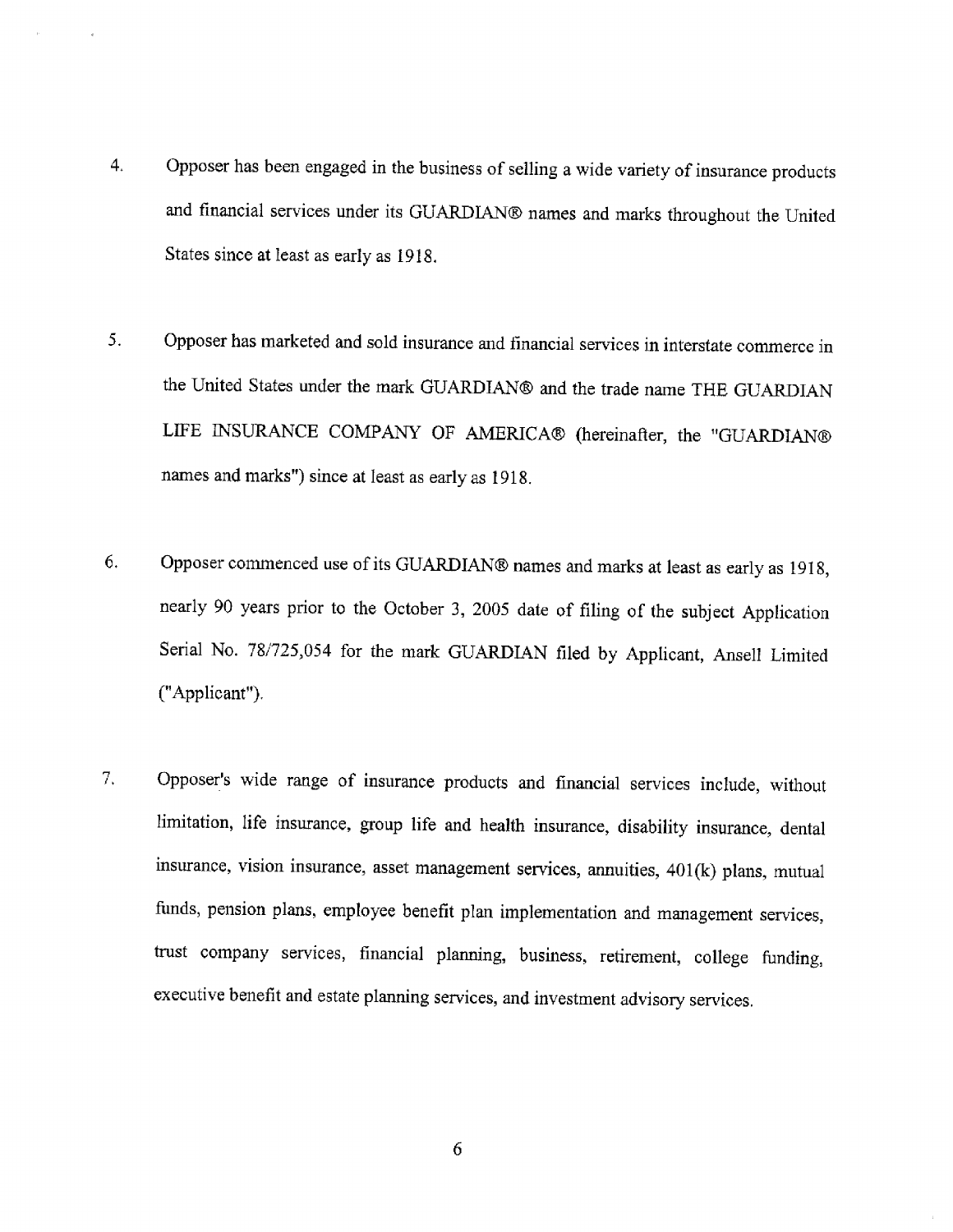4. Opposer has been engaged in the business of selling a wide variety of insurance products and financial services under its GUARDIAN® names and marks throughout the United States since at least as early as 1918.

5. Opposer has marketed and sold insurance and financial services in interstate commerce in the United States under the mark GUARDIAN® and the trade name THE GUARDIAN LIFE INSURANCE COMPANY OF AMERICA® (hereinafter, the "GUARDIAN® names and marks") since at least as early as 1918.

6. Opposer commenced use of its GUARDIAN® names and marks at least as early as 1918, nearly 90 years prior to the October 3, 2005 date of filing of the subject Application Serial No. 78/725,054 for the mark GUARDIAN filed by Applicant, Ansell Limited ("Applicant").

7. Opposer's wide range of insurance products and financial services include, without limitation, life insurance, group life and health insurance, disability insurance, dental insurance, vision insurance, asset management services, annuities, 401(k) plans, mutual funds, pension plans, employee benefit plan implementation and management services, trust company services, financial planning, business, retirement, college funding, executive benefit and estate planning services, and investment advisory services.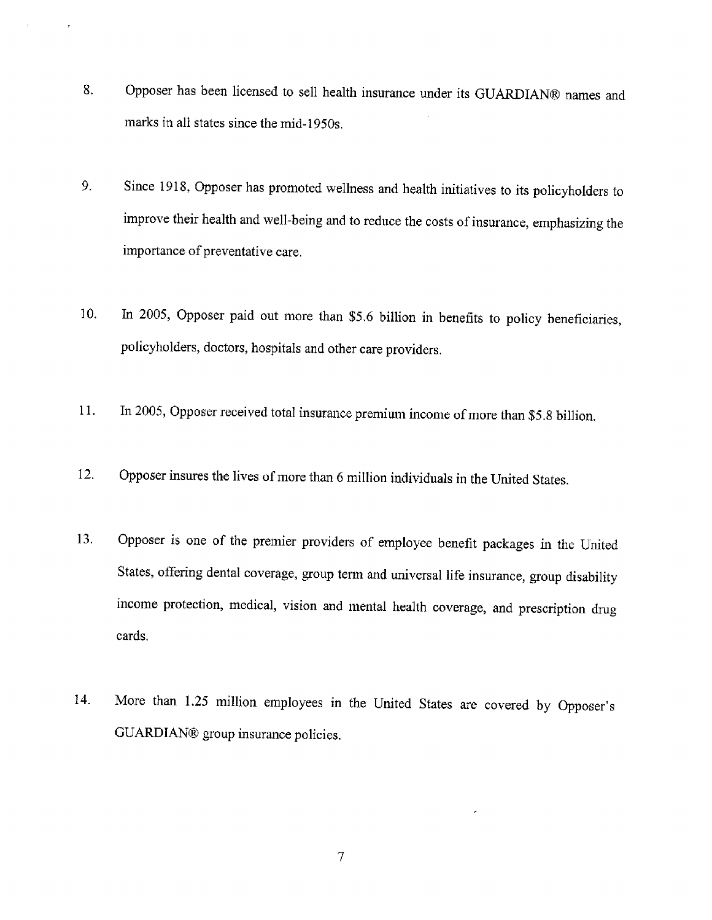8. Opposer has been licensed to sell health insurance under its GUARDIAN® names and marks in all states since the mid-1950s.

9. Since 1918, Opposer has promoted wellness and health initiatives to its policyholders to improve their health and well-being and to reduce the costs of insurance, emphasizing the importance of preventative care.

10. In 2005, Opposer paid out more than $5.6 billion in benefits to policy beneficiaries, policyholders, doctors, hospitals and other care providers.

11. In 2005, Opposer received total insurance premium income of more than $5.8 billion.

12. Opposer insures the lives of more than 6 million individuals in the United States.

13. Opposer is one of the premier providers of employee benefit packages in the United States, offering dental coverage, group term and universal life insurance, group disability income protection, medical, vision and mental health coverage, and prescription drug cards.

14. More than 1.25 million employees in the United States are covered by Opposer's GUARDIAN® group insurance policies.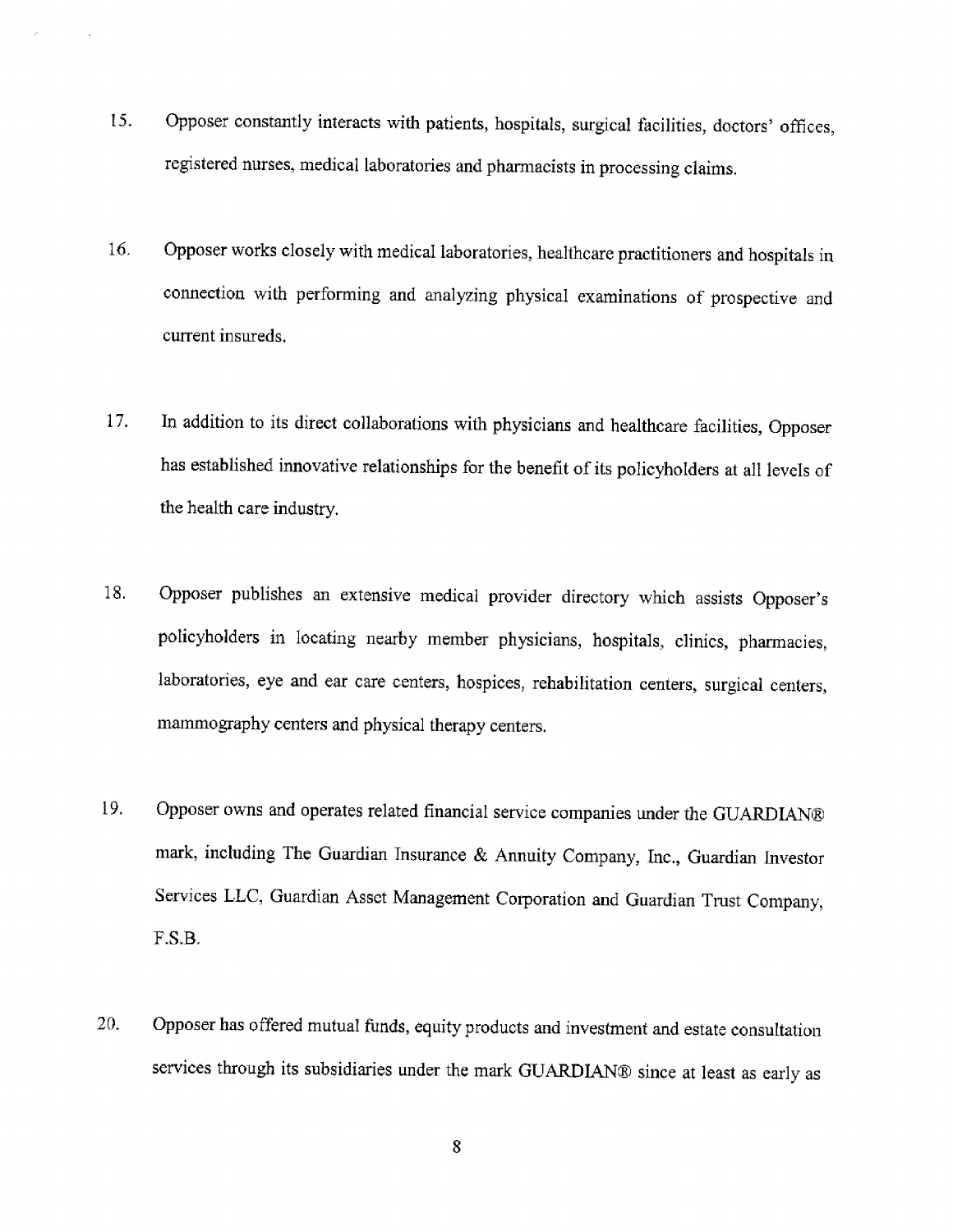15. Opposer constantly interacts with patients, hospitals, surgical facilities, doctors' offices, registered nurses, medical laboratories and pharmacists in processing claims.

16. Opposer works closely with medical laboratories, healthcare practitioners and hospitals in connection with performing and analyzing physical examinations of prospective and current insureds.

17. In addition to its direct collaborations with physicians and healthcare facilities, Opposer has established innovative relationships for the benefit of its policyholders at all levels of the health care industry.

18. Opposer publishes an extensive medical provider directory which assists Opposer's policyholders in locating nearby member physicians, hospitals, clinics, pharmacies, laboratories, eye and ear care centers, hospices, rehabilitation centers, surgical centers, mammography centers and physical therapy centers.

19. Opposer owns and operates related financial service companies under the GUARDIAN® mark, including The Guardian Insurance & Annuity Company, Inc., Guardian Investor Services LLC, Guardian Asset Management Corporation and Guardian Trust Company, F.S.B.

20. Opposer has offered mutual funds, equity products and investment and estate consultation services through its subsidiaries under the mark GUARDIAN® since at least as early as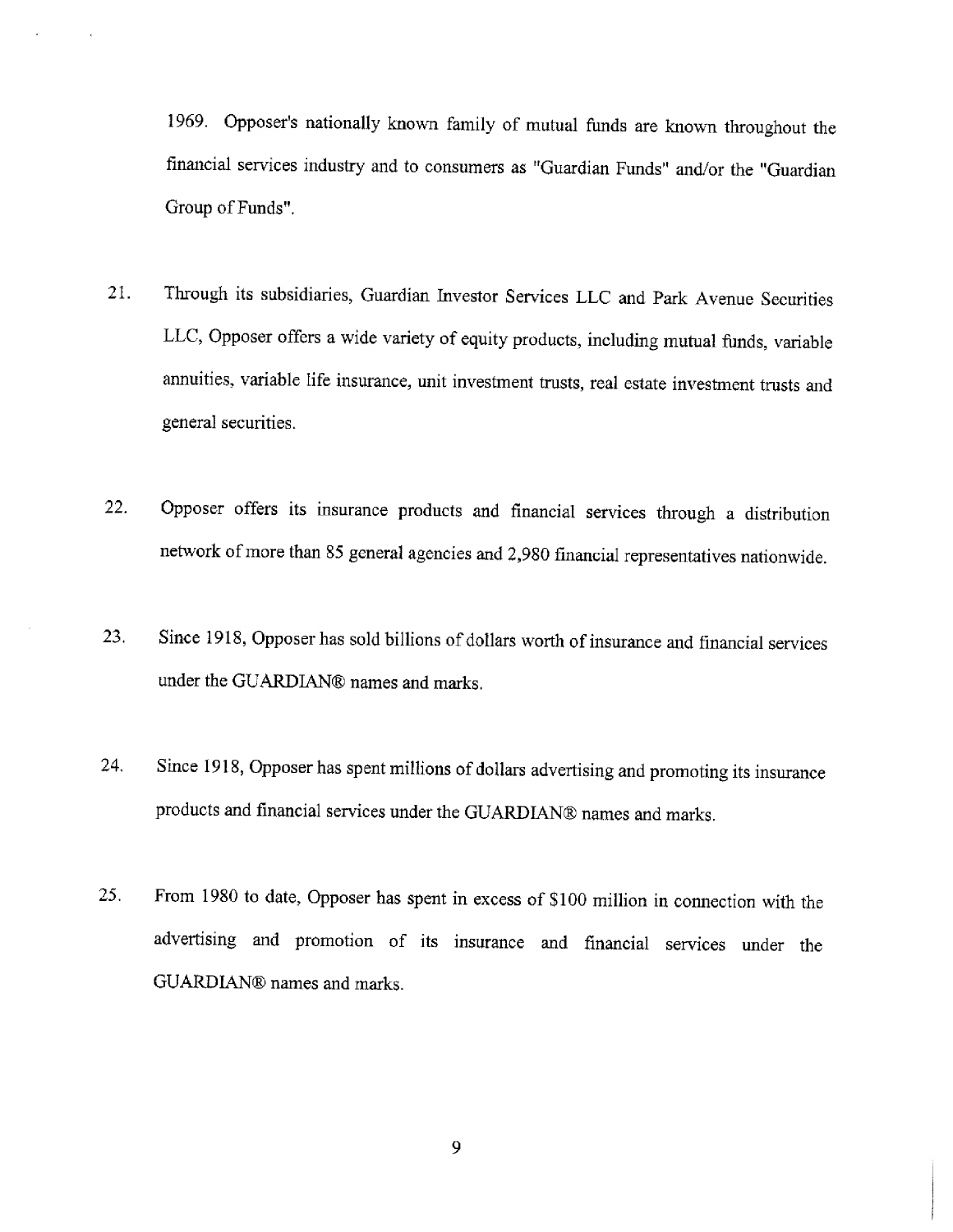1969. Opposer's nationally known family of mutual funds are known throughout the financial services industry and to consumers as "Guardian Funds" and/or the "Guardian Group of Funds".

21. Through its subsidiaries, Guardian Investor Services LLC and Park Avenue Securities LLC, Opposer offers a wide variety of equity products, including mutual funds, variable annuities, variable life insurance, unit investment trusts, real estate investment trusts and general securities.

22. Opposer offers its insurance products and financial services through a distribution network of more than 85 general agencies and 2,980 financial representatives nationwide.

23. Since 1918, Opposer has sold billions of dollars worth of insurance and financial services under the GUARDIAN® names and marks.

24. Since 1918, Opposer has spent millions of dollars advertising and promoting its insurance products and financial services under the GUARDIAN® names and marks.

25. From 1980 to date, Opposer has spent in excess of $100 million in connection with the advertising and promotion of its insurance and financial services under the GUARDIAN® names and marks.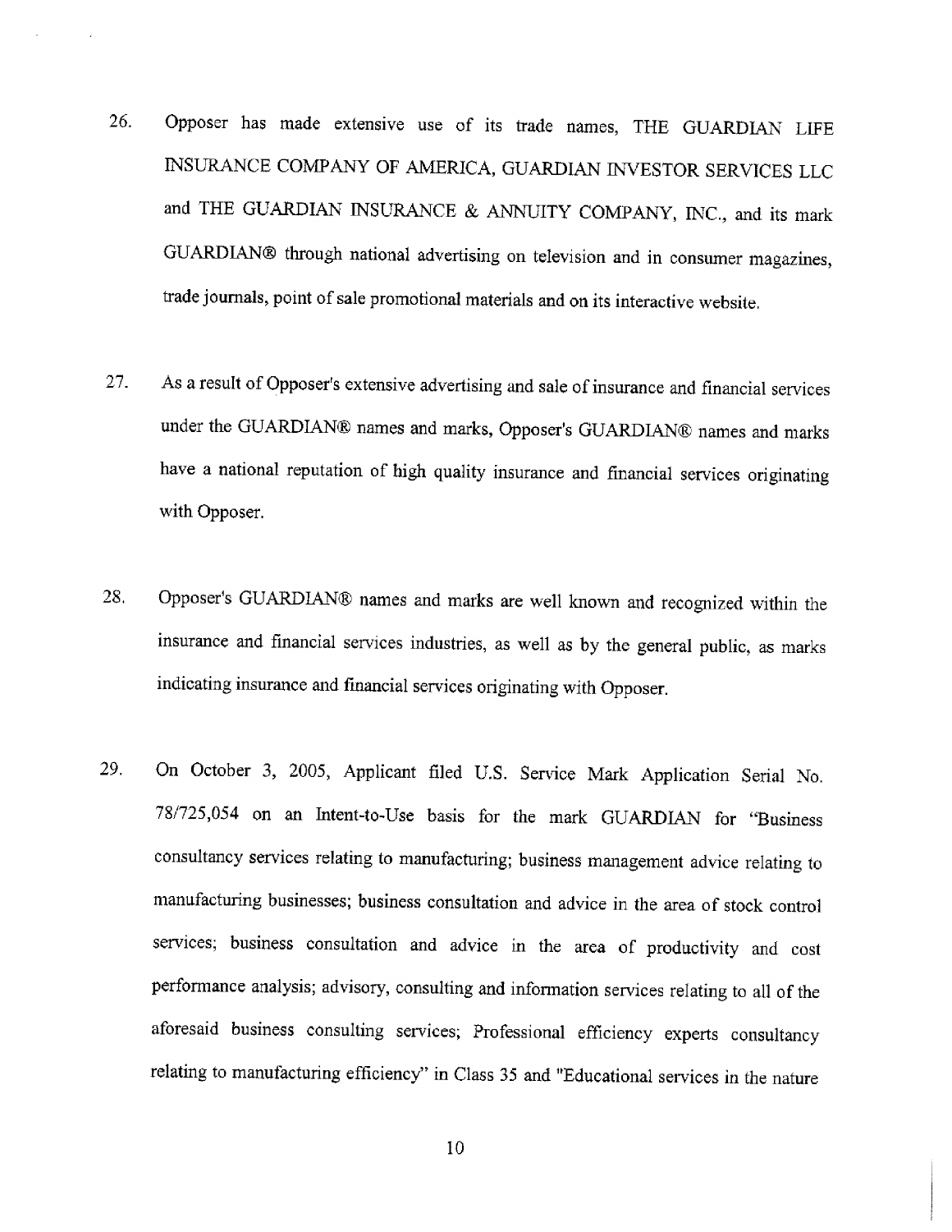26. Opposer has made extensive use of its trade names, THE GUARDIAN LIFE INSURANCE COMPANY OF AMERICA, GUARDIAN INVESTOR SERVICES LLC and THE GUARDIAN INSURANCE & ANNUITY COMPANY, INC., and its mark GUARDIAN® through national advertising on television and in consumer magazines, trade journals, point of sale promotional materials and on its interactive website.

27. As a result of Opposer's extensive advertising and sale of insurance and financial services under the GUARDIAN® names and marks, Opposer's GUARDIAN® names and marks have a national reputation of high quality insurance and financial services originating with Opposer.

28. Opposer's GUARDIAN® names and marks are well known and recognized within the insurance and financial services industries, as well as by the general public, as marks indicating insurance and financial services originating with Opposer.

29. On October 3, 2005, Applicant filed U.S. Service Mark Application Serial No. 78/725,054 on an Intent-to-Use basis for the mark GUARDIAN for "Business consultancy services relating to manufacturing; business management advice relating to manufacturing businesses; business consultation and advice in the area of stock control services; business consultation and advice in the area of productivity and cost performance analysis; advisory, consulting and information services relating to all of the aforesaid business consulting services; Professional efficiency experts consultancy relating to manufacturing efficiency" in Class 35 and "Educational services in the nature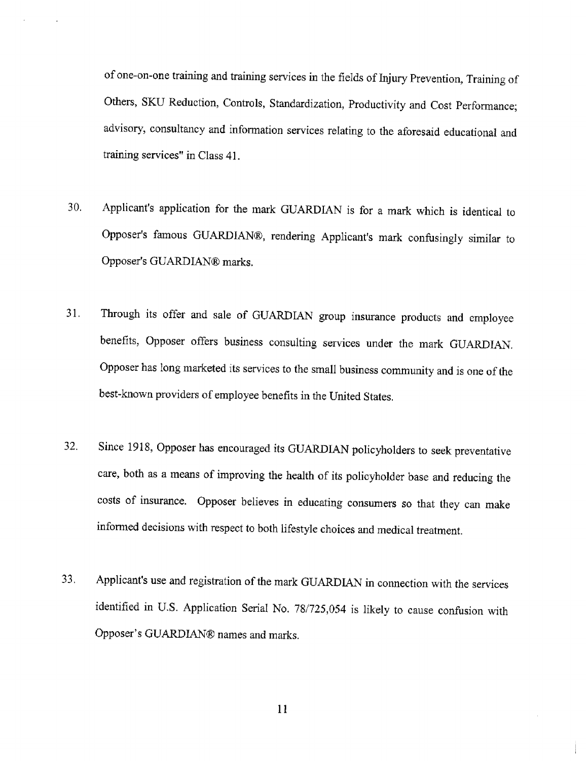of one-on-one training and training services in the fields of Injury Prevention, Training of Others, SKU Reduction, Controls, Standardization, Productivity and Cost Performance; advisory, consultancy and information services relating to the aforesaid educational and training services" in Class 41.

30. Applicant's application for the mark GUARDIAN is for a mark which is identical to Opposer's famous GUARDIAN®, rendering Applicant's mark confusingly similar to Opposer's GUARDIAN® marks.

31. Through its offer and sale of GUARDIAN group insurance products and employee benefits, Opposer offers business consulting services under the mark GUARDIAN. Opposer has long marketed its services to the small business community and is one of the best-known providers of employee benefits in the United States.

32. Since 1918, Opposer has encouraged its GUARDIAN policyholders to seek preventative care, both as a means of improving the health of its policyholder base and reducing the costs of insurance. Opposer believes in educating consumers so that they can make informed decisions with respect to both lifestyle choices and medical treatment.

33. Applicant's use and registration of the mark GUARDIAN in connection with the services identified in U.S. Application Serial No. 78/725,054 is likely to cause confusion with Opposer's GUARDIAN® names and marks.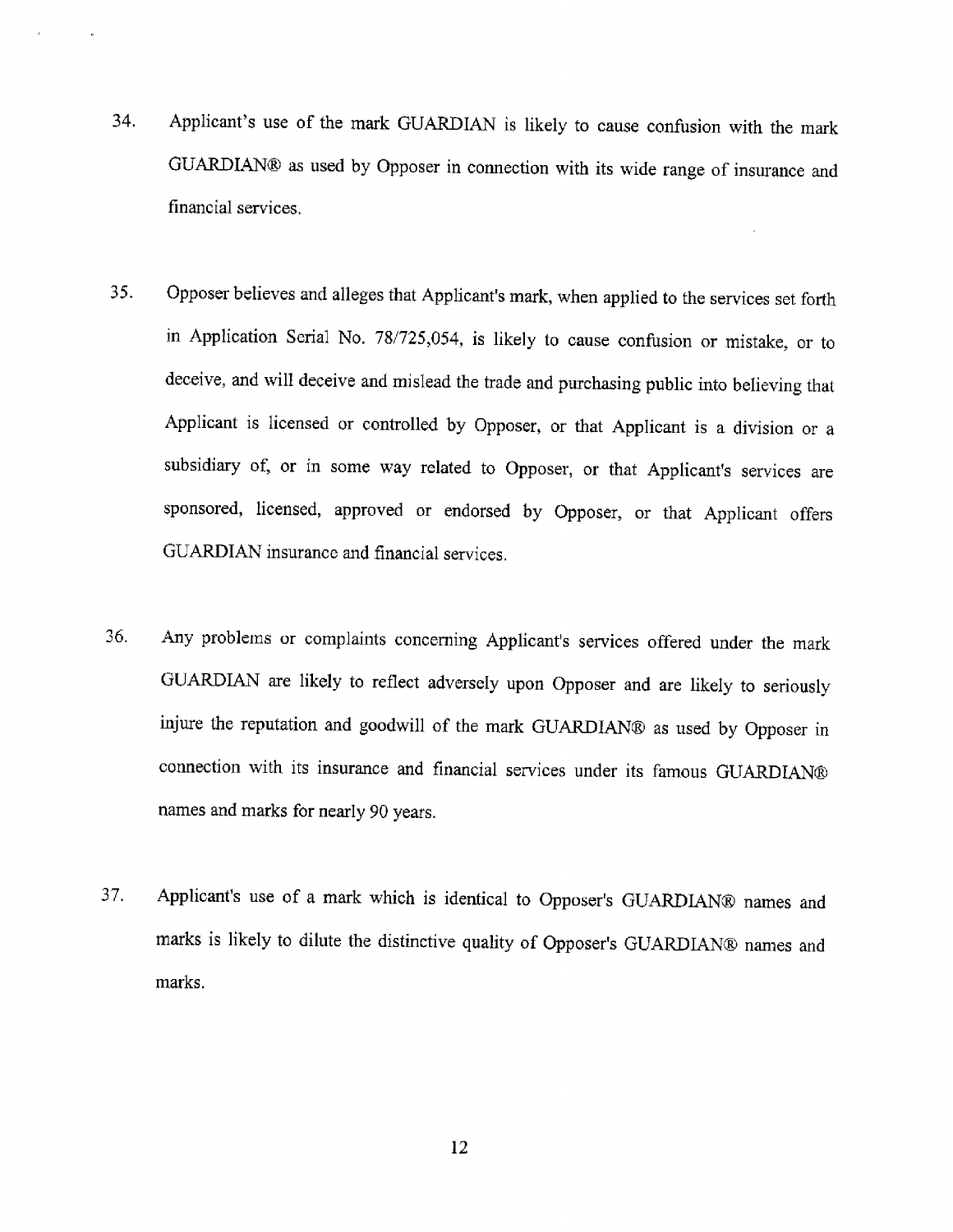34. Applicant's use of the mark GUARDIAN is likely to cause confusion with the mark GUARDIAN® as used by Opposer in connection with its wide range of insurance and financial services.

35. Opposer believes and alleges that Applicant's mark, when applied to the services set forth in Application Serial No. 78/725,054, is likely to cause confusion or mistake, or to deceive, and will deceive and mislead the trade and purchasing public into believing that Applicant is licensed or controlled by Opposer, or that Applicant is a division or a subsidiary of, or in some way related to Opposer, or that Applicant's services are sponsored, licensed, approved or endorsed by Opposer, or that Applicant offers GUARDIAN insurance and financial services.

36. Any problems or complaints concerning Applicant's services offered under the mark GUARDIAN are likely to reflect adversely upon Opposer and are likely to seriously injure the reputation and goodwill of the mark GUARDIAN® as used by Opposer in connection with its insurance and financial services under its famous GUARDIAN® names and marks for nearly 90 years.

37. Applicant's use of a mark which is identical to Opposer's GUARDIAN® names and marks is likely to dilute the distinctive quality of Opposer's GUARDIAN® names and marks.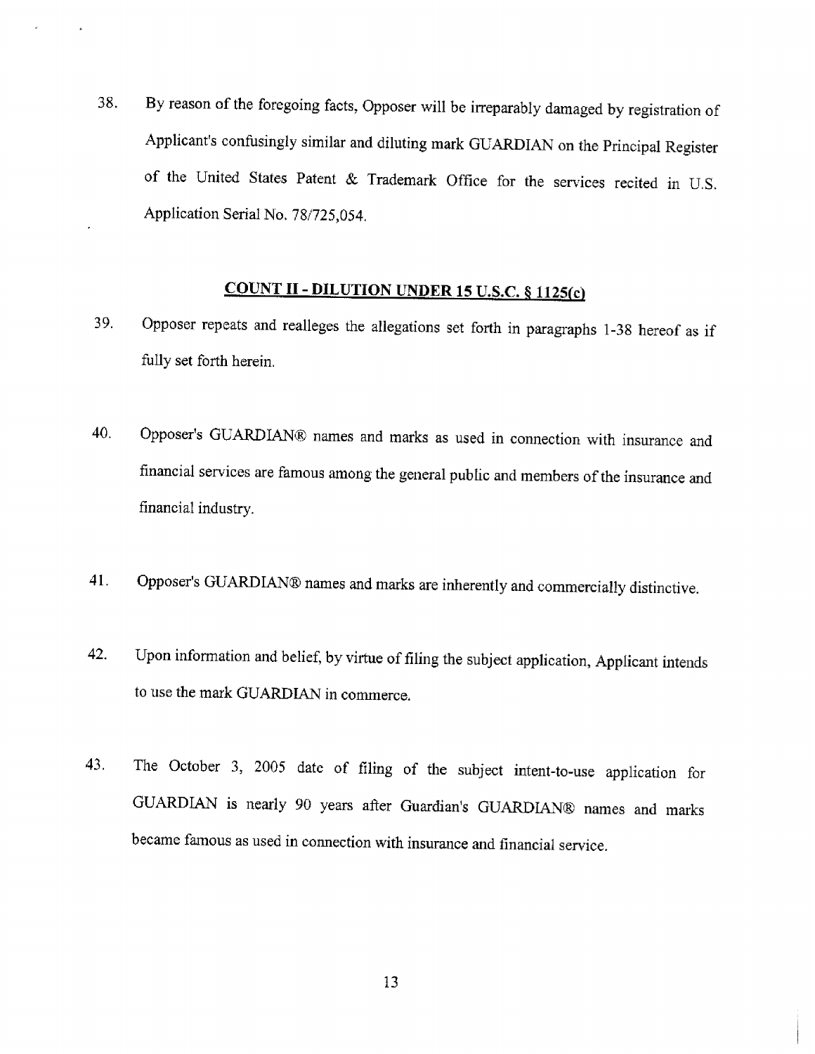38. By reason of the foregoing facts, Opposer will be irreparably damaged by registration of Applicant's confusingly similar and diluting mark GUARDIAN on the Principal Register of the United States Patent & Trademark Office for the services recited in U.S. Application Serial No. 78/725,054.

## COUNT II - DILUTION UNDER 15 U.S.C. § 1125(c)

39. Opposer repeats and realleges the allegations set forth in paragraphs 1-38 hereof as if fully set forth herein.

40. Opposer's GUARDIAN® names and marks as used in connection with insurance and financial services are famous among the general public and members of the insurance and financial industry.

41. Opposer's GUARDIAN® names and marks are inherently and commercially distinctive.

42. Upon information and belief, by virtue of filing the subject application, Applicant intends to use the mark GUARDIAN in commerce.

43. The October 3, 2005 date of filing of the subject intent-to-use application for GUARDIAN is nearly 90 years after Guardian's GUARDIAN® names and marks became famous as used in connection with insurance and financial service.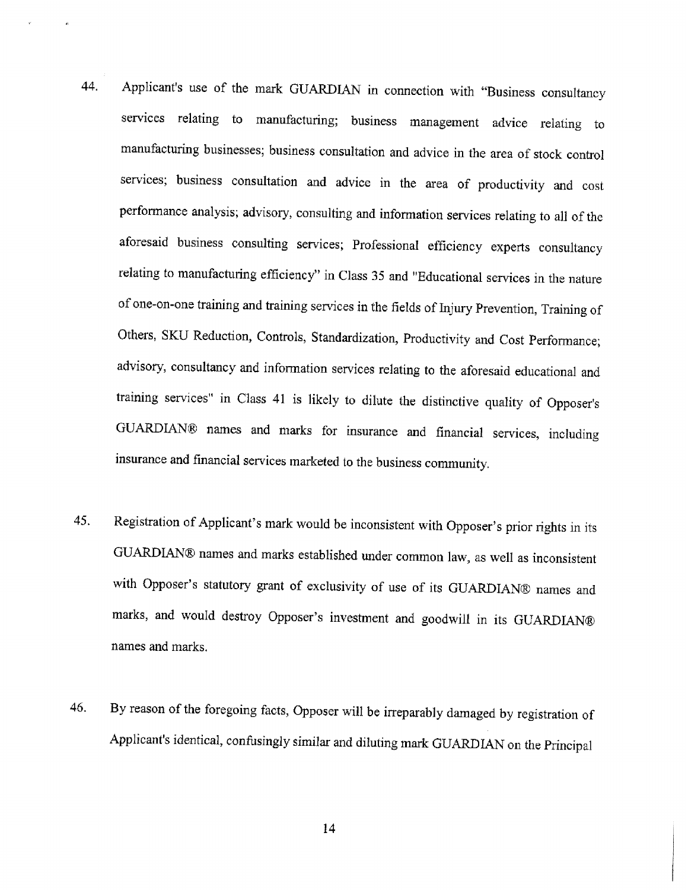44. Applicant's use of the mark GUARDIAN in connection with "Business consultancy services relating to manufacturing; business management advice relating to manufacturing businesses; business consultation and advice in the area of stock control services; business consultation and advice in the area of productivity and cost performance analysis; advisory, consulting and information services relating to all of the aforesaid business consulting services; Professional efficiency experts consultancy relating to manufacturing efficiency" in Class 35 and "Educational services in the nature of one-on-one training and training services in the fields of Injury Prevention, Training of Others, SKU Reduction, Controls, Standardization, Productivity and Cost Performance; advisory, consultancy and information services relating to the aforesaid educational and training services" in Class 41 is likely to dilute the distinctive quality of Opposer's GUARDIAN® names and marks for insurance and financial services, including insurance and financial services marketed to the business community.

45. Registration of Applicant's mark would be inconsistent with Opposer's prior rights in its GUARDIAN® names and marks established under common law, as well as inconsistent with Opposer's statutory grant of exclusivity of use of its GUARDIAN® names and marks, and would destroy Opposer's investment and goodwill in its GUARDIAN® names and marks.

46. By reason of the foregoing facts, Opposer will be irreparably damaged by registration of Applicant's identical, confusingly similar and diluting mark GUARDIAN on the Principal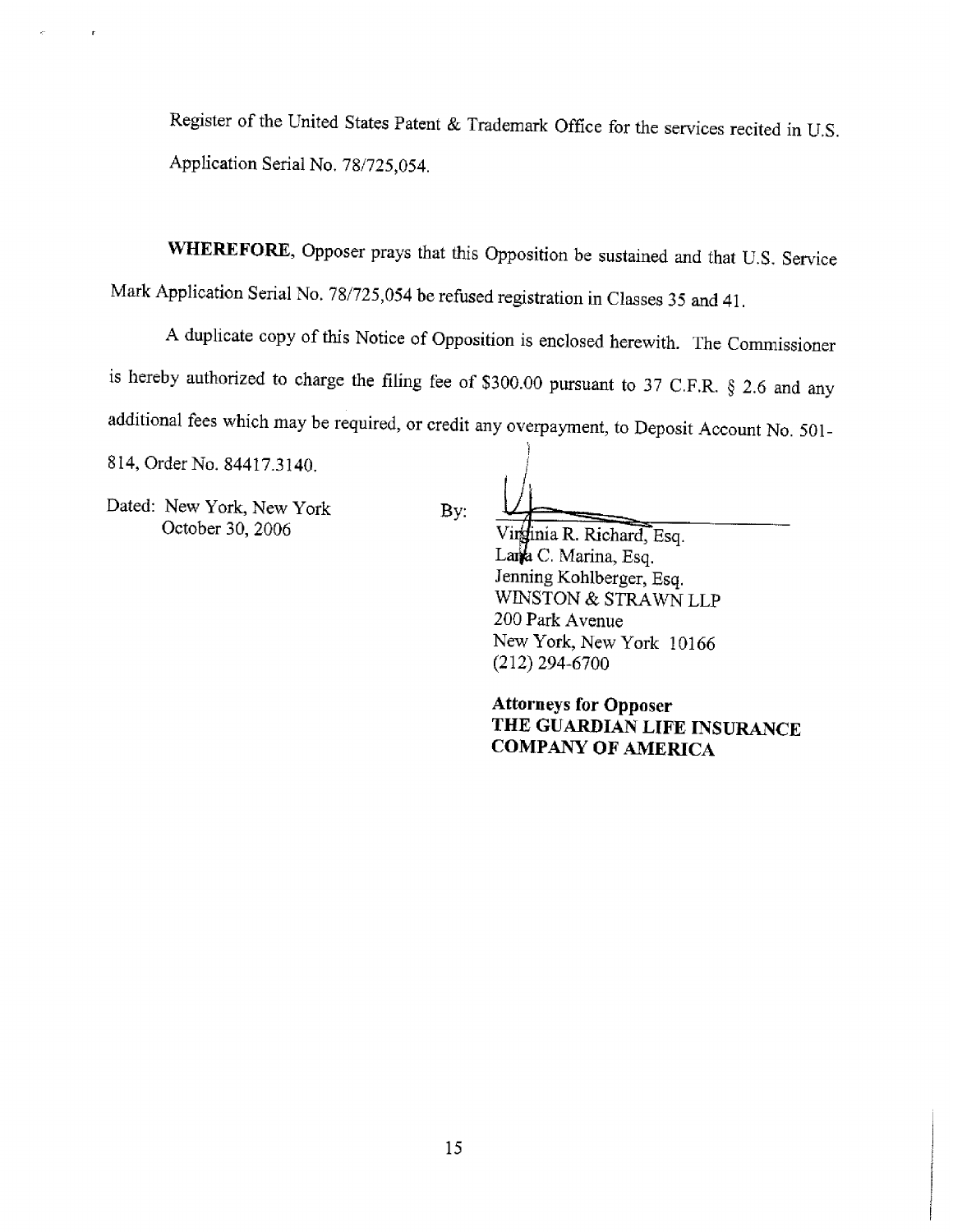Register of the United States Patent & Trademark Office for the services recited in U.S. Application Serial No. 78/725,054.

**WHEREFORE**, Opposer prays that this Opposition be sustained and that U.S. Service Mark Application Serial No. 78/725,054 be refused registration in Classes 35 and 41.

A duplicate copy of this Notice of Opposition is enclosed herewith. The Commissioner is hereby authorized to charge the filing fee of $300.00 pursuant to 37 C.F.R. § 2.6 and any additional fees which may be required, or credit any overpayment, to Deposit Account No. 501-814, Order No. 84417.3140.

Dated: New York, New York
October 30, 2006

By: ______________________
Virginia R. Richard, Esq.
Lara C. Marina, Esq.
Jenning Kohlberger, Esq.
WINSTON & STRAWN LLP
200 Park Avenue
New York, New York 10166
(212) 294-6700

**Attorneys for Opposer**
**THE GUARDIAN LIFE INSURANCE COMPANY OF AMERICA**